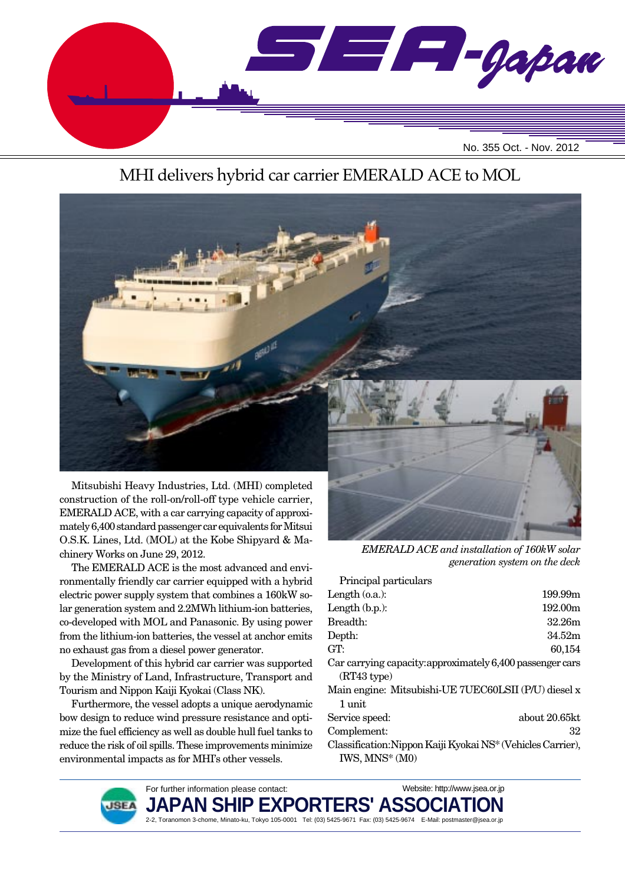No. 355 Oct. - Nov. 2012

# MHI delivers hybrid car carrier EMERALD ACE to MOL

Mitsubishi Heavy Industries, Ltd. (MHI) completed construction of the roll-on/roll-off type vehicle carrier, EMERALD ACE, with a car carrying capacity of approximately 6,400 standard passenger car equivalents for Mitsui O.S.K. Lines, Ltd. (MOL) at the Kobe Shipyard & Machinery Works on June 29, 2012.

The EMERALD ACE is the most advanced and environmentally friendly car carrier equipped with a hybrid electric power supply system that combines a 160kW solar generation system and 2.2MWh lithium-ion batteries, co-developed with MOL and Panasonic. By using power from the lithium-ion batteries, the vessel at anchor emits no exhaust gas from a diesel power generator.

Development of this hybrid car carrier was supported by the Ministry of Land, Infrastructure, Transport and Tourism and Nippon Kaiji Kyokai (Class NK).

Furthermore, the vessel adopts a unique aerodynamic bow design to reduce wind pressure resistance and optimize the fuel efficiency as well as double hull fuel tanks to reduce the risk of oil spills. These improvements minimize environmental impacts as for MHI's other vessels.

*EMERALD ACE and installation of 160kW solar generation system on the deck*

Principal particulars

| | |
|---|---|
| Length (o.a.): | 199.99m |
| Length (b.p.): | 192.00m |
| Breadth: | 32.26m |
| Depth: | 34.52m |
| GT: | 60,154 |
| Car carrying capacity: | approximately 6,400 passenger cars (RT43 type) |
| Main engine: | Mitsubishi-UE 7UEC60LSII (P/U) diesel x 1 unit |
| Service speed: | about 20.65kt |
| Complement: | 32 |
| Classification: | Nippon Kaiji Kyokai NS* (Vehicles Carrier), IWS, MNS* (M0) |

For further information please contact: Website: http://www.jsea.or.jp

**JAPAN SHIP EXPORTERS' ASSOCIATION**

2-2, Toranomon 3-chome, Minato-ku, Tokyo 105-0001 Tel: (03) 5425-9671 Fax: (03) 5425-9674 E-Mail: postmaster@jsea.or.jp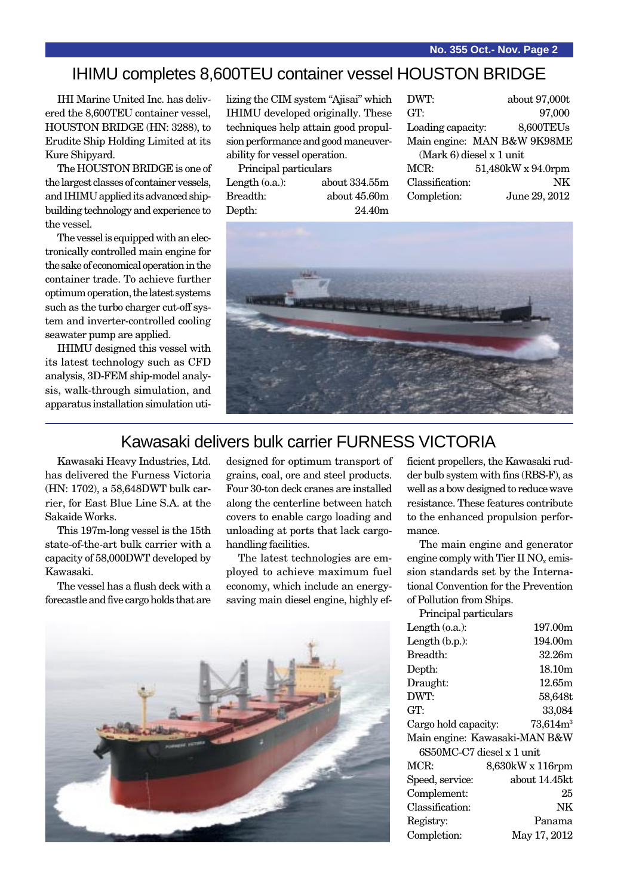# IHIMU completes 8,600TEU container vessel HOUSTON BRIDGE

IHI Marine United Inc. has delivered the 8,600TEU container vessel, HOUSTON BRIDGE (HN: 3288), to Erudite Ship Holding Limited at its Kure Shipyard.

The HOUSTON BRIDGE is one of the largest classes of container vessels, and IHIMU applied its advanced shipbuilding technology and experience to the vessel.

The vessel is equipped with an electronically controlled main engine for the sake of economical operation in the container trade. To achieve further optimum operation, the latest systems such as the turbo charger cut-off system and inverter-controlled cooling seawater pump are applied.

IHIMU designed this vessel with its latest technology such as CFD analysis, 3D-FEM ship-model analysis, walk-through simulation, and apparatus installation simulation utilizing the CIM system "Ajisai" which IHIMU developed originally. These techniques help attain good propulsion performance and good maneuverability for vessel operation.

Principal particulars

| | |
|---|---|
| Length (o.a.): | about 334.55m |
| Breadth: | about 45.60m |
| Depth: | 24.40m |
| DWT: | about 97,000t |
| GT: | 97,000 |
| Loading capacity: | 8,600TEUs |
| Main engine: | MAN B&W 9K98ME (Mark 6) diesel x 1 unit |
| MCR: | 51,480kW x 94.0rpm |
| Classification: | NK |
| Completion: | June 29, 2012 |

# Kawasaki delivers bulk carrier FURNESS VICTORIA

Kawasaki Heavy Industries, Ltd. has delivered the Furness Victoria (HN: 1702), a 58,648DWT bulk carrier, for East Blue Line S.A. at the Sakaide Works.

This 197m-long vessel is the 15th state-of-the-art bulk carrier with a capacity of 58,000DWT developed by Kawasaki.

The vessel has a flush deck with a forecastle and five cargo holds that are designed for optimum transport of grains, coal, ore and steel products. Four 30-ton deck cranes are installed along the centerline between hatch covers to enable cargo loading and unloading at ports that lack cargo-handling facilities.

The latest technologies are employed to achieve maximum fuel economy, which include an energy-saving main diesel engine, highly efficient propellers, the Kawasaki rudder bulb system with fins (RBS-F), as well as a bow designed to reduce wave resistance. These features contribute to the enhanced propulsion performance.

The main engine and generator engine comply with Tier II $NO_x$ emission standards set by the International Convention for the Prevention of Pollution from Ships.

Principal particulars

| | |
|---|---|
| Length (o.a.): | 197.00m |
| Length (b.p.): | 194.00m |
| Breadth: | 32.26m |
| Depth: | 18.10m |
| Draught: | 12.65m |
| DWT: | 58,648t |
| GT: | 33,084 |
| Cargo hold capacity: | 73,614m$^3$ |
| Main engine: | Kawasaki-MAN B&W 6S50MC-C7 diesel x 1 unit |
| MCR: | 8,630kW x 116rpm |
| Speed, service: | about 14.45kt |
| Complement: | 25 |
| Classification: | NK |
| Registry: | Panama |
| Completion: | May 17, 2012 |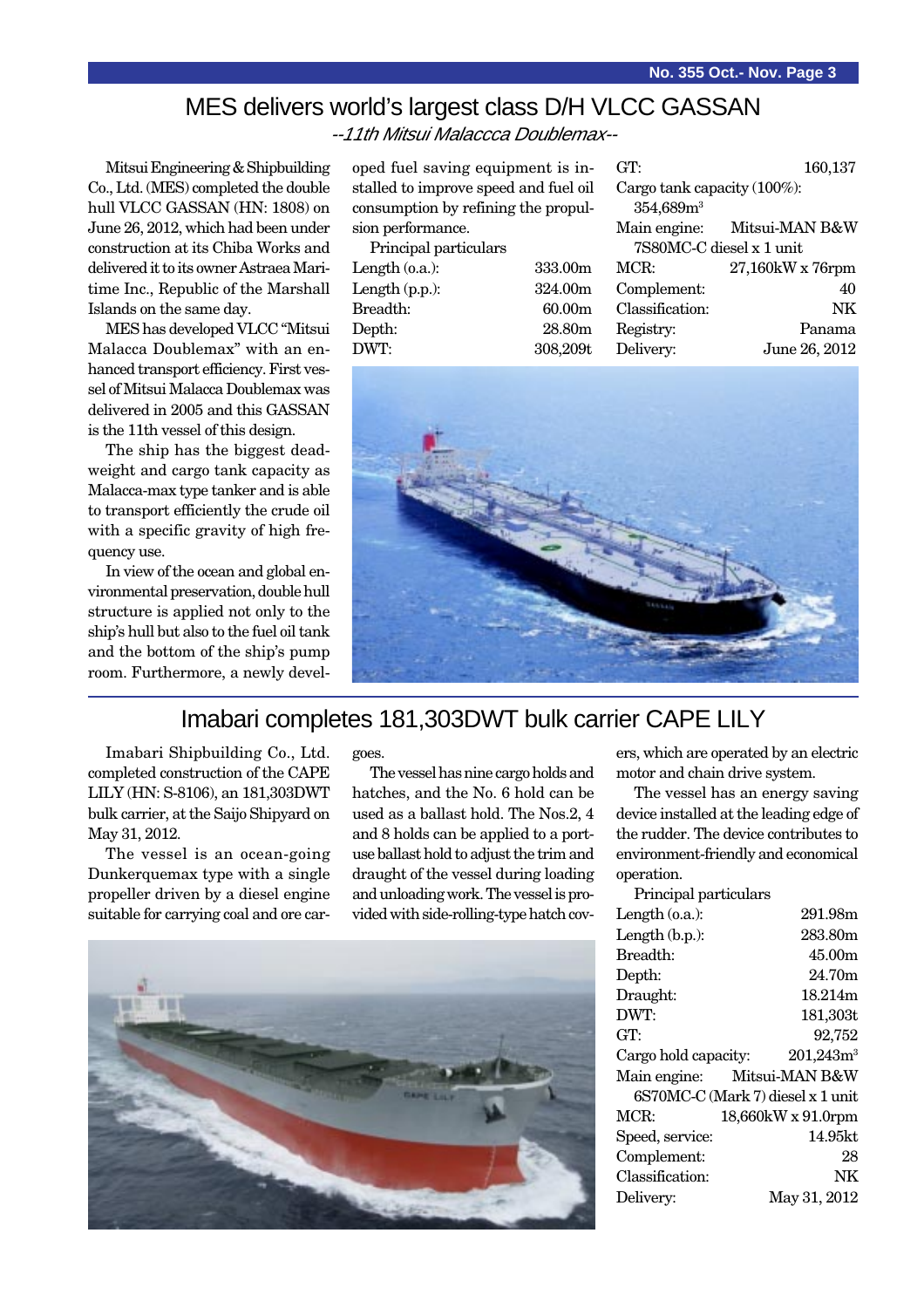## MES delivers world's largest class D/H VLCC GASSAN

*--11th Mitsui Malaccca Doublemax--*

Mitsui Engineering & Shipbuilding Co., Ltd. (MES) completed the double hull VLCC GASSAN (HN: 1808) on June 26, 2012, which had been under construction at its Chiba Works and delivered it to its owner Astraea Maritime Inc., Republic of the Marshall Islands on the same day.

MES has developed VLCC "Mitsui Malacca Doublemax" with an enhanced transport efficiency. First vessel of Mitsui Malacca Doublemax was delivered in 2005 and this GASSAN is the 11th vessel of this design.

The ship has the biggest deadweight and cargo tank capacity as Malacca-max type tanker and is able to transport efficiently the crude oil with a specific gravity of high frequency use.

In view of the ocean and global environmental preservation, double hull structure is applied not only to the ship's hull but also to the fuel oil tank and the bottom of the ship's pump room. Furthermore, a newly developed fuel saving equipment is installed to improve speed and fuel oil consumption by refining the propulsion performance.

Principal particulars

| | |
|---|---|
| Length (o.a.): | 333.00m |
| Length (p.p.): | 324.00m |
| Breadth: | 60.00m |
| Depth: | 28.80m |
| DWT: | 308,209t |
| GT: | 160,137 |
| Cargo tank capacity (100%): | 354,689m³ |
| Main engine: | Mitsui-MAN B&W 7S80MC-C diesel x 1 unit |
| MCR: | 27,160kW x 76rpm |
| Complement: | 40 |
| Classification: | NK |
| Registry: | Panama |
| Delivery: | June 26, 2012 |

## Imabari completes 181,303DWT bulk carrier CAPE LILY

Imabari Shipbuilding Co., Ltd. completed construction of the CAPE LILY (HN: S-8106), an 181,303DWT bulk carrier, at the Saijo Shipyard on May 31, 2012.

The vessel is an ocean-going Dunkerquemax type with a single propeller driven by a diesel engine suitable for carrying coal and ore cargoes.

The vessel has nine cargo holds and hatches, and the No. 6 hold can be used as a ballast hold. The Nos.2, 4 and 8 holds can be applied to a port-use ballast hold to adjust the trim and draught of the vessel during loading and unloading work. The vessel is provided with side-rolling-type hatch covers, which are operated by an electric motor and chain drive system.

The vessel has an energy saving device installed at the leading edge of the rudder. The device contributes to the environment-friendly and economical operation.

Principal particulars

| | |
|---|---|
| Length (o.a.): | 291.98m |
| Length (b.p.): | 283.80m |
| Breadth: | 45.00m |
| Depth: | 24.70m |
| Draught: | 18.214m |
| DWT: | 181,303t |
| GT: | 92,752 |
| Cargo hold capacity: | 201,243m³ |
| Main engine: | Mitsui-MAN B&W 6S70MC-C (Mark 7) diesel x 1 unit |
| MCR: | 18,660kW x 91.0rpm |
| Speed, service: | 14.95kt |
| Complement: | 28 |
| Classification: | NK |
| Delivery: | May 31, 2012 |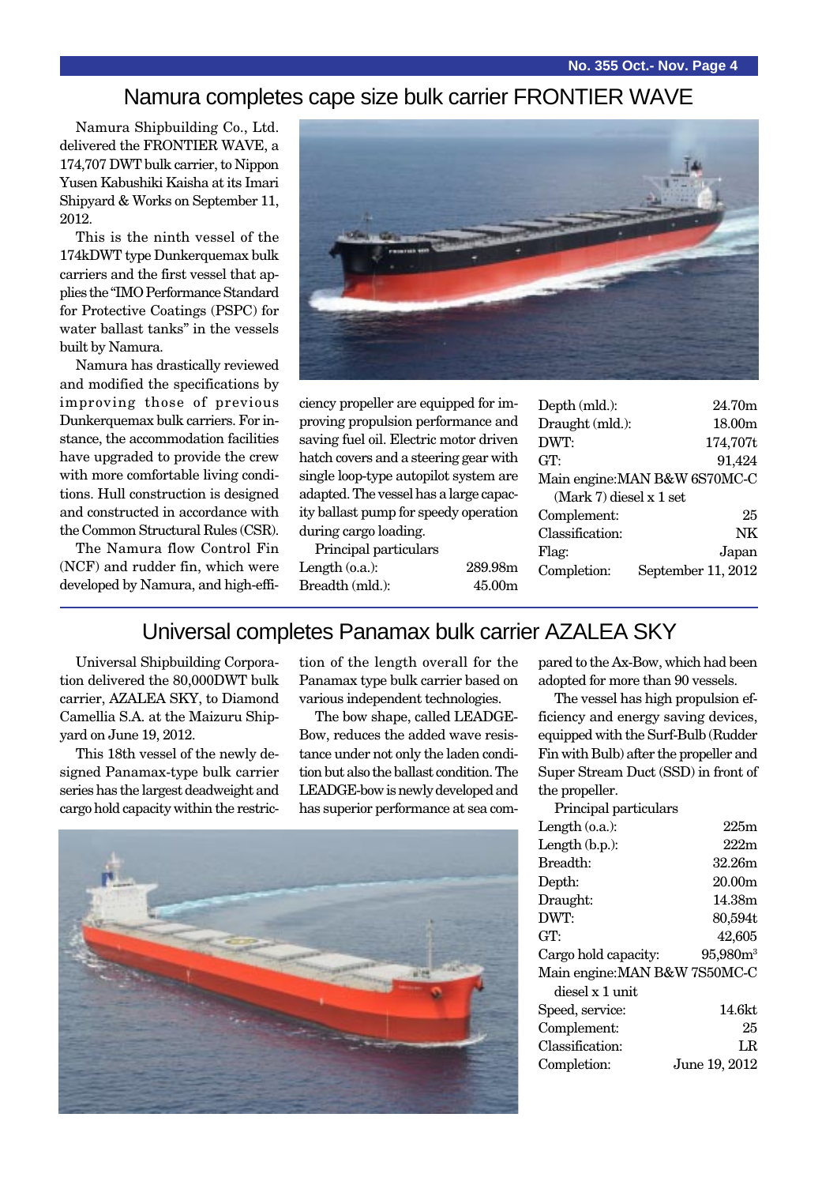## Namura completes cape size bulk carrier FRONTIER WAVE

Namura Shipbuilding Co., Ltd. delivered the FRONTIER WAVE, a 174,707 DWT bulk carrier, to Nippon Yusen Kabushiki Kaisha at its Imari Shipyard & Works on September 11, 2012.

This is the ninth vessel of the 174kDWT type Dunkerquemax bulk carriers and the first vessel that applies the "IMO Performance Standard for Protective Coatings (PSPC) for water ballast tanks" in the vessels built by Namura.

Namura has drastically reviewed and modified the specifications by improving those of previous Dunkerquemax bulk carriers. For instance, the accommodation facilities have upgraded to provide the crew with more comfortable living conditions. Hull construction is designed and constructed in accordance with the Common Structural Rules (CSR).

The Namura flow Control Fin (NCF) and rudder fin, which were developed by Namura, and high-efficiency propeller are equipped for improving propulsion performance and saving fuel oil. Electric motor driven hatch covers and a steering gear with single loop-type autopilot system are adapted. The vessel has a large capacity ballast pump for speedy operation during cargo loading.

Principal particulars

| | |
|---|---|
| Length (o.a.): | 289.98m |
| Breadth (mld.): | 45.00m |
| Depth (mld.): | 24.70m |
| Draught (mld.): | 18.00m |
| DWT: | 174,707t |
| GT: | 91,424 |
| Main engine: | MAN B&W 6S70MC-C (Mark 7) diesel x 1 set |
| Complement: | 25 |
| Classification: | NK |
| Flag: | Japan |
| Completion: | September 11, 2012 |

## Universal completes Panamax bulk carrier AZALEA SKY

Universal Shipbuilding Corporation delivered the 80,000DWT bulk carrier, AZALEA SKY, to Diamond Camellia S.A. at the Maizuru Shipyard on June 19, 2012.

This 18th vessel of the newly designed Panamax-type bulk carrier series has the largest deadweight and cargo hold capacity within the restriction of the length overall for the Panamax type bulk carrier based on various independent technologies.

The bow shape, called LEADGE-Bow, reduces the added wave resistance under not only the laden condition but also the ballast condition. The LEADGE-bow is newly developed and has superior performance at sea compared to the Ax-Bow, which had been adopted for more than 90 vessels.

The vessel has high propulsion efficiency and energy saving devices, equipped with the Surf-Bulb (Rudder Fin with Bulb) after the propeller and Super Stream Duct (SSD) in front of the propeller.

Principal particulars

| | |
|---|---|
| Length (o.a.): | 225m |
| Length (b.p.): | 222m |
| Breadth: | 32.26m |
| Depth: | 20.00m |
| Draught: | 14.38m |
| DWT: | 80,594t |
| GT: | 42,605 |
| Cargo hold capacity: | 95,980m$^3$ |
| Main engine: | MAN B&W 7S50MC-C diesel x 1 unit |
| Speed, service: | 14.6kt |
| Complement: | 25 |
| Classification: | LR |
| Completion: | June 19, 2012 |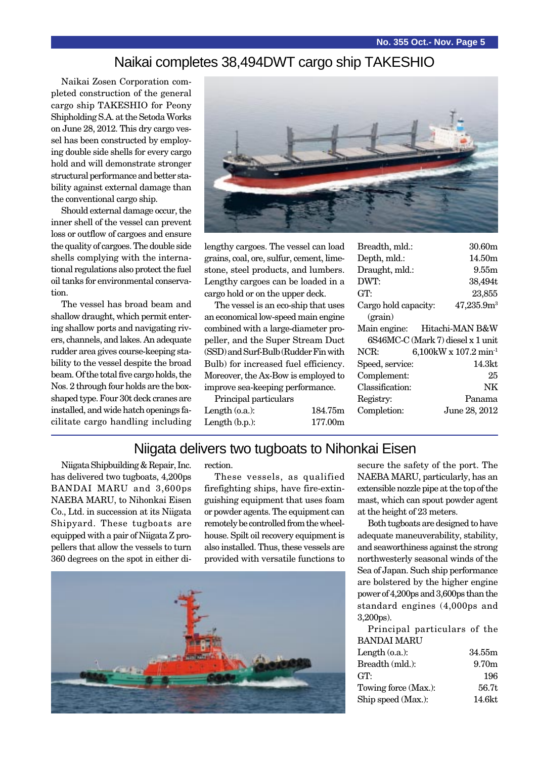# Naikai completes 38,494DWT cargo ship TAKESHIO

Naikai Zosen Corporation completed construction of the general cargo ship TAKESHIO for Peony Shipholding S.A. at the Setoda Works on June 28, 2012. This dry cargo vessel has been constructed by employing double side shells for every cargo hold and will demonstrate stronger structural performance and better stability against external damage than the conventional cargo ship.

Should external damage occur, the inner shell of the vessel can prevent loss or outflow of cargoes and ensure the quality of cargoes. The double side shells complying with the international regulations also protect the fuel oil tanks for environmental conservation.

The vessel has broad beam and shallow draught, which permit entering shallow ports and navigating rivers, channels, and lakes. An adequate rudder area gives course-keeping stability to the vessel despite the broad beam. Of the total five cargo holds, the Nos. 2 through four holds are the box-shaped type. Four 30t deck cranes are installed, and wide hatch openings facilitate cargo handling including lengthy cargoes. The vessel can load grains, coal, ore, sulfur, cement, limestone, steel products, and lumbers. Lengthy cargoes can be loaded in a cargo hold or on the upper deck.

The vessel is an eco-ship that uses an economical low-speed main engine combined with a large-diameter propeller, and the Super Stream Duct (SSD) and Surf-Bulb (Rudder Fin with Bulb) for increased fuel efficiency. Moreover, the Ax-Bow is employed to improve sea-keeping performance.

Principal particulars

| | |
|---|---|
| Length (o.a.): | 184.75m |
| Length (b.p.): | 177.00m |
| Breadth, mld.: | 30.60m |
| Depth, mld.: | 14.50m |
| Draught, mld.: | 9.55m |
| DWT: | 38,494t |
| GT: | 23,855 |
| Cargo hold capacity: (grain) | 47,235.9m$^3$ |
| Main engine: | Hitachi-MAN B&W 6S46MC-C (Mark 7) diesel x 1 unit |
| NCR: | 6,100kW x 107.2 min$^{-1}$ |
| Speed, service: | 14.3kt |
| Complement: | 25 |
| Classification: | NK |
| Registry: | Panama |
| Completion: | June 28, 2012 |

# Niigata delivers two tugboats to Nihonkai Eisen

Niigata Shipbuilding & Repair, Inc. has delivered two tugboats, 4,200ps BANDAI MARU and 3,600ps NAEBA MARU, to Nihonkai Eisen Co., Ltd. in succession at its Niigata Shipyard. These tugboats are equipped with a pair of Niigata Z propellers that allow the vessels to turn 360 degrees on the spot in either direction.

These vessels, as qualified firefighting ships, have fire-extinguishing equipment that uses foam or powder agents. The equipment can remotely be controlled from the wheelhouse. Spilt oil recovery equipment is also installed. Thus, these vessels are provided with versatile functions to secure the safety of the port. The NAEBA MARU, particularly, has an extensible nozzle pipe at the top of the mast, which can spout powder agent at the height of 23 meters.

Both tugboats are designed to have adequate maneuverability, stability, and seaworthiness against the strong northwesterly seasonal winds of the Sea of Japan. Such ship performance are bolstered by the higher engine power of 4,200ps and 3,600ps than the standard engines (4,000ps and 3,200ps).

Principal particulars of the BANDAI MARU

| | |
|---|---|
| Length (o.a.): | 34.55m |
| Breadth (mld.): | 9.70m |
| GT: | 196 |
| Towing force (Max.): | 56.7t |
| Ship speed (Max.): | 14.6kt |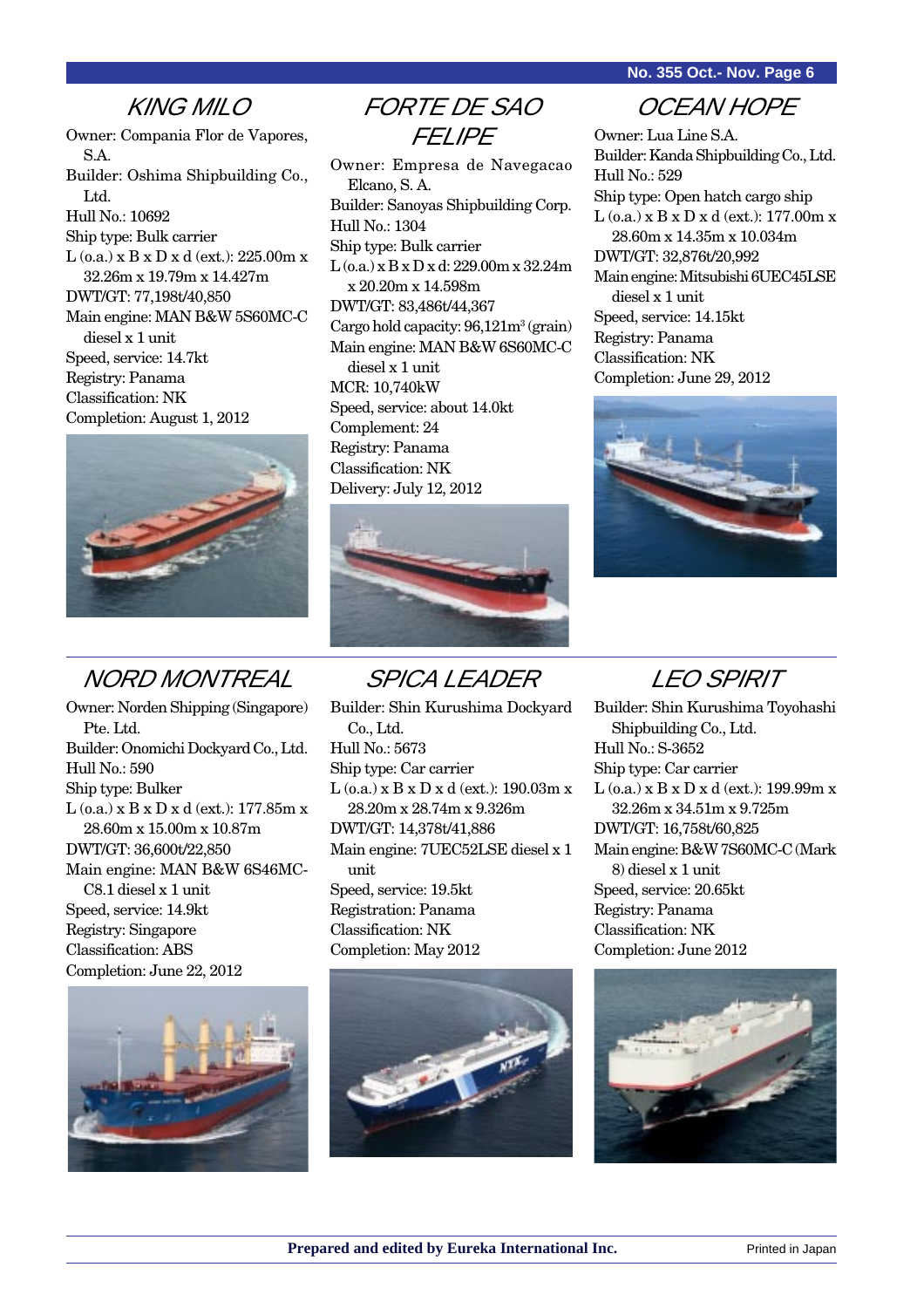## KING MILO

Owner: Compania Flor de Vapores, S.A.
Builder: Oshima Shipbuilding Co., Ltd.
Hull No.: 10692
Ship type: Bulk carrier
L (o.a.) x B x D x d (ext.): 225.00m x 32.26m x 19.79m x 14.427m
DWT/GT: 77,198t/40,850
Main engine: MAN B&W 5S60MC-C diesel x 1 unit
Speed, service: 14.7kt
Registry: Panama
Classification: NK
Completion: August 1, 2012

## FORTE DE SAO FELIPE

Owner: Empresa de Navegacao Elcano, S. A.
Builder: Sanoyas Shipbuilding Corp.
Hull No.: 1304
Ship type: Bulk carrier
L (o.a.) x B x D x d: 229.00m x 32.24m x 20.20m x 14.598m
DWT/GT: 83,486t/44,367
Cargo hold capacity: 96,121m³ (grain)
Main engine: MAN B&W 6S60MC-C diesel x 1 unit
MCR: 10,740kW
Speed, service: about 14.0kt
Complement: 24
Registry: Panama
Classification: NK
Delivery: July 12, 2012

## OCEAN HOPE

Owner: Lua Line S.A.
Builder: Kanda Shipbuilding Co., Ltd.
Hull No.: 529
Ship type: Open hatch cargo ship
L (o.a.) x B x D x d (ext.): 177.00m x 28.60m x 14.35m x 10.034m
DWT/GT: 32,876t/20,992
Main engine: Mitsubishi 6UEC45LSE diesel x 1 unit
Speed, service: 14.15kt
Registry: Panama
Classification: NK
Completion: June 29, 2012

## NORD MONTREAL

Owner: Norden Shipping (Singapore) Pte. Ltd.
Builder: Onomichi Dockyard Co., Ltd.
Hull No.: 590
Ship type: Bulker
L (o.a.) x B x D x d (ext.): 177.85m x 28.60m x 15.00m x 10.87m
DWT/GT: 36,600t/22,850
Main engine: MAN B&W 6S46MC-C8.1 diesel x 1 unit
Speed, service: 14.9kt
Registry: Singapore
Classification: ABS
Completion: June 22, 2012

## SPICA LEADER

Builder: Shin Kurushima Dockyard Co., Ltd.
Hull No.: 5673
Ship type: Car carrier
L (o.a.) x B x D x d (ext.): 190.03m x 28.20m x 28.74m x 9.326m
DWT/GT: 14,378t/41,886
Main engine: 7UEC52LSE diesel x 1 unit
Speed, service: 19.5kt
Registration: Panama
Classification: NK
Completion: May 2012

## LEO SPIRIT

Builder: Shin Kurushima Toyohashi Shipbuilding Co., Ltd.
Hull No.: S-3652
Ship type: Car carrier
L (o.a.) x B x D x d (ext.): 199.99m x 32.26m x 34.51m x 9.725m
DWT/GT: 16,758t/60,825
Main engine: B&W 7S60MC-C (Mark 8) diesel x 1 unit
Speed, service: 20.65kt
Registry: Panama
Classification: NK
Completion: June 2012

**Prepared and edited by Eureka International Inc.**

Printed in Japan